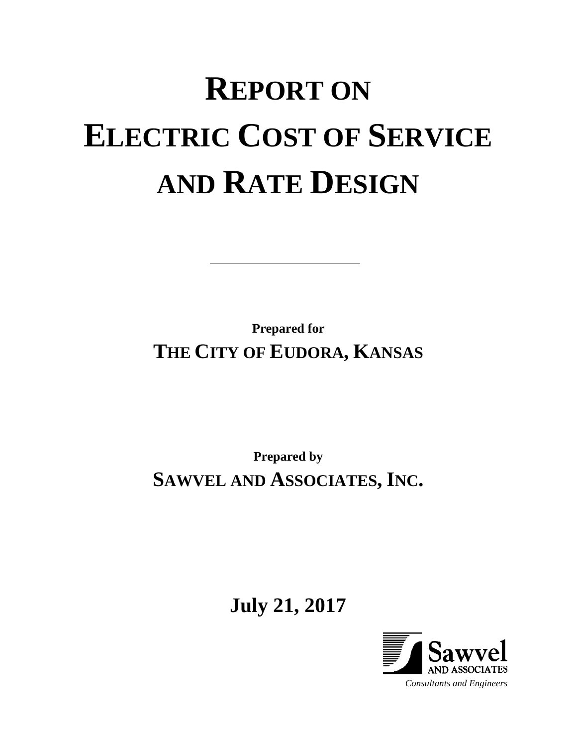# REPORT ON ELECTRIC COST OF SERVICE AND RATE DESIGN

---

**Prepared for**

**THE CITY OF EUDORA, KANSAS**

**Prepared by**

**SAWVEL AND ASSOCIATES, INC.**

**July 21, 2017**

Sawvel AND ASSOCIATES

*Consultants and Engineers*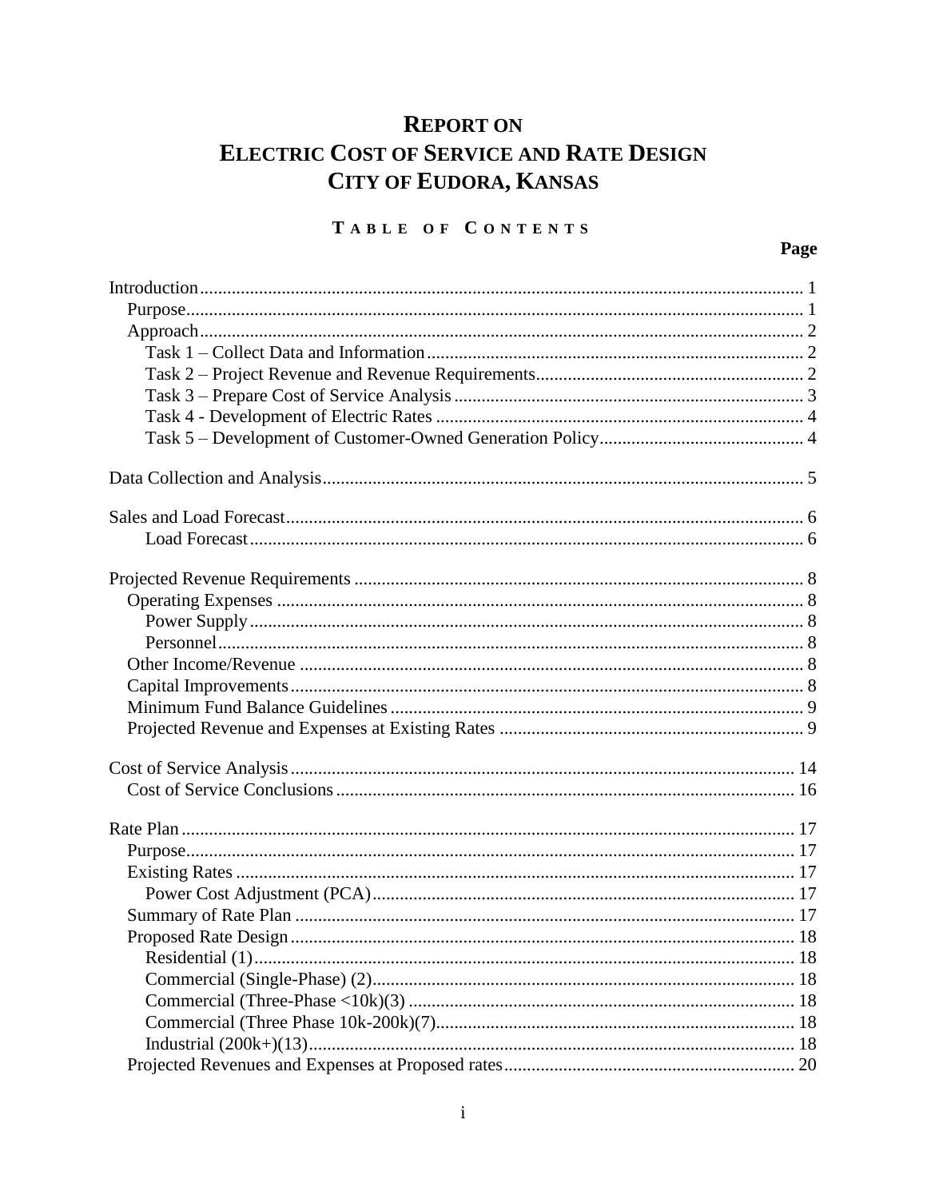# REPORT ON ELECTRIC COST OF SERVICE AND RATE DESIGN CITY OF EUDORA, KANSAS

## TABLE OF CONTENTS

| | Page |
|---|---|
| Introduction | 1 |
| Purpose | 1 |
| Approach | 2 |
| Task 1 – Collect Data and Information | 2 |
| Task 2 – Project Revenue and Revenue Requirements | 2 |
| Task 3 – Prepare Cost of Service Analysis | 3 |
| Task 4 - Development of Electric Rates | 4 |
| Task 5 – Development of Customer-Owned Generation Policy | 4 |
| Data Collection and Analysis | 5 |
| Sales and Load Forecast | 6 |
| Load Forecast | 6 |
| Projected Revenue Requirements | 8 |
| Operating Expenses | 8 |
| Power Supply | 8 |
| Personnel | 8 |
| Other Income/Revenue | 8 |
| Capital Improvements | 8 |
| Minimum Fund Balance Guidelines | 9 |
| Projected Revenue and Expenses at Existing Rates | 9 |
| Cost of Service Analysis | 14 |
| Cost of Service Conclusions | 16 |
| Rate Plan | 17 |
| Purpose | 17 |
| Existing Rates | 17 |
| Power Cost Adjustment (PCA) | 17 |
| Summary of Rate Plan | 17 |
| Proposed Rate Design | 18 |
| Residential (1) | 18 |
| Commercial (Single-Phase) (2) | 18 |
| Commercial (Three-Phase <10k)(3) | 18 |
| Commercial (Three Phase 10k-200k)(7) | 18 |
| Industrial (200k+)(13) | 18 |
| Projected Revenues and Expenses at Proposed rates | 20 |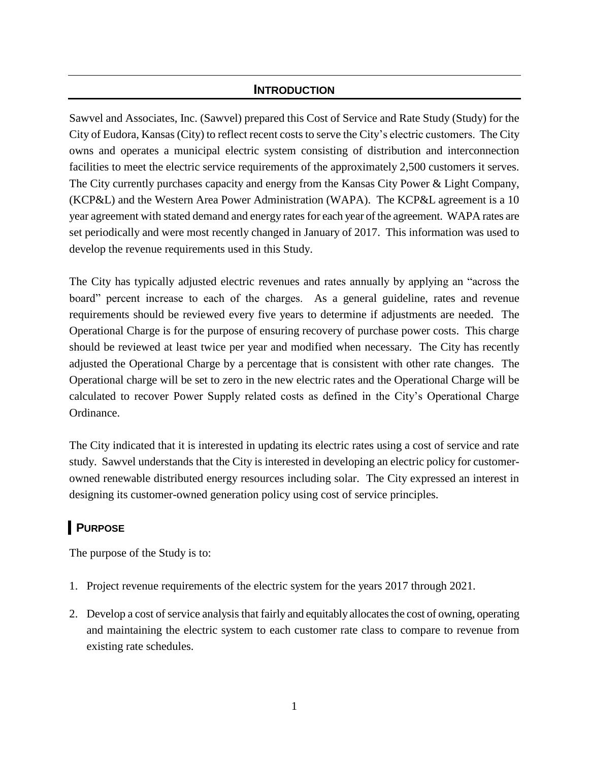# INTRODUCTION

Sawvel and Associates, Inc. (Sawvel) prepared this Cost of Service and Rate Study (Study) for the City of Eudora, Kansas (City) to reflect recent costs to serve the City's electric customers. The City owns and operates a municipal electric system consisting of distribution and interconnection facilities to meet the electric service requirements of the approximately 2,500 customers it serves. The City currently purchases capacity and energy from the Kansas City Power & Light Company, (KCP&L) and the Western Area Power Administration (WAPA). The KCP&L agreement is a 10 year agreement with stated demand and energy rates for each year of the agreement. WAPA rates are set periodically and were most recently changed in January of 2017. This information was used to develop the revenue requirements used in this Study.

The City has typically adjusted electric revenues and rates annually by applying an "across the board" percent increase to each of the charges. As a general guideline, rates and revenue requirements should be reviewed every five years to determine if adjustments are needed. The Operational Charge is for the purpose of ensuring recovery of purchase power costs. This charge should be reviewed at least twice per year and modified when necessary. The City has recently adjusted the Operational Charge by a percentage that is consistent with other rate changes. The Operational charge will be set to zero in the new electric rates and the Operational Charge will be calculated to recover Power Supply related costs as defined in the City's Operational Charge Ordinance.

The City indicated that it is interested in updating its electric rates using a cost of service and rate study. Sawvel understands that the City is interested in developing an electric policy for customer-owned renewable distributed energy resources including solar. The City expressed an interest in designing its customer-owned generation policy using cost of service principles.

## PURPOSE

The purpose of the Study is to:

1. Project revenue requirements of the electric system for the years 2017 through 2021.
2. Develop a cost of service analysis that fairly and equitably allocates the cost of owning, operating and maintaining the electric system to each customer rate class to compare to revenue from existing rate schedules.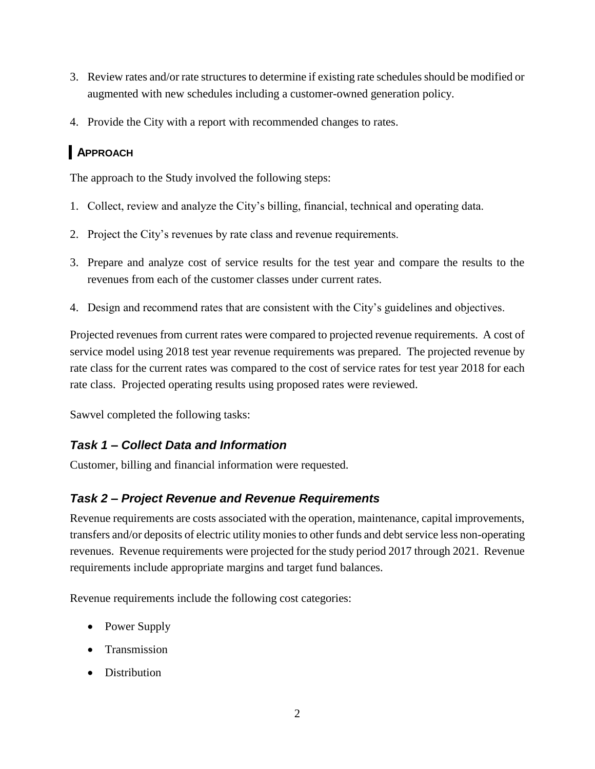3. Review rates and/or rate structures to determine if existing rate schedules should be modified or augmented with new schedules including a customer-owned generation policy.
4. Provide the City with a report with recommended changes to rates.

## APPROACH

The approach to the Study involved the following steps:

1. Collect, review and analyze the City's billing, financial, technical and operating data.
2. Project the City's revenues by rate class and revenue requirements.
3. Prepare and analyze cost of service results for the test year and compare the results to the revenues from each of the customer classes under current rates.
4. Design and recommend rates that are consistent with the City's guidelines and objectives.

Projected revenues from current rates were compared to projected revenue requirements. A cost of service model using 2018 test year revenue requirements was prepared. The projected revenue by rate class for the current rates was compared to the cost of service rates for test year 2018 for each rate class. Projected operating results using proposed rates were reviewed.

Sawvel completed the following tasks:

### *Task 1 – Collect Data and Information*

Customer, billing and financial information were requested.

### *Task 2 – Project Revenue and Revenue Requirements*

Revenue requirements are costs associated with the operation, maintenance, capital improvements, transfers and/or deposits of electric utility monies to other funds and debt service less non-operating revenues. Revenue requirements were projected for the study period 2017 through 2021. Revenue requirements include appropriate margins and target fund balances.

Revenue requirements include the following cost categories:

- Power Supply
- Transmission
- Distribution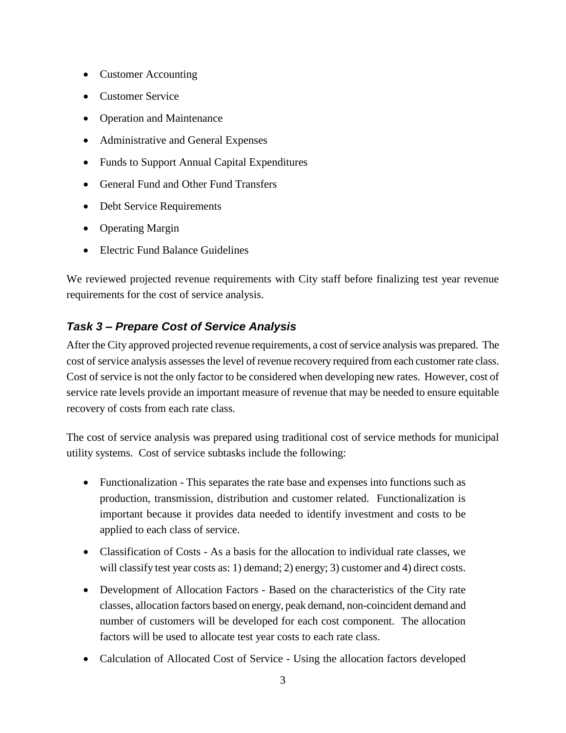- Customer Accounting
- Customer Service
- Operation and Maintenance
- Administrative and General Expenses
- Funds to Support Annual Capital Expenditures
- General Fund and Other Fund Transfers
- Debt Service Requirements
- Operating Margin
- Electric Fund Balance Guidelines

We reviewed projected revenue requirements with City staff before finalizing test year revenue requirements for the cost of service analysis.

### *Task 3 – Prepare Cost of Service Analysis*

After the City approved projected revenue requirements, a cost of service analysis was prepared. The cost of service analysis assesses the level of revenue recovery required from each customer rate class. Cost of service is not the only factor to be considered when developing new rates. However, cost of service rate levels provide an important measure of revenue that may be needed to ensure equitable recovery of costs from each rate class.

The cost of service analysis was prepared using traditional cost of service methods for municipal utility systems. Cost of service subtasks include the following:

- Functionalization - This separates the rate base and expenses into functions such as production, transmission, distribution and customer related. Functionalization is important because it provides data needed to identify investment and costs to be applied to each class of service.
- Classification of Costs - As a basis for the allocation to individual rate classes, we will classify test year costs as: 1) demand; 2) energy; 3) customer and 4) direct costs.
- Development of Allocation Factors - Based on the characteristics of the City rate classes, allocation factors based on energy, peak demand, non-coincident demand and number of customers will be developed for each cost component. The allocation factors will be used to allocate test year costs to each rate class.
- Calculation of Allocated Cost of Service - Using the allocation factors developed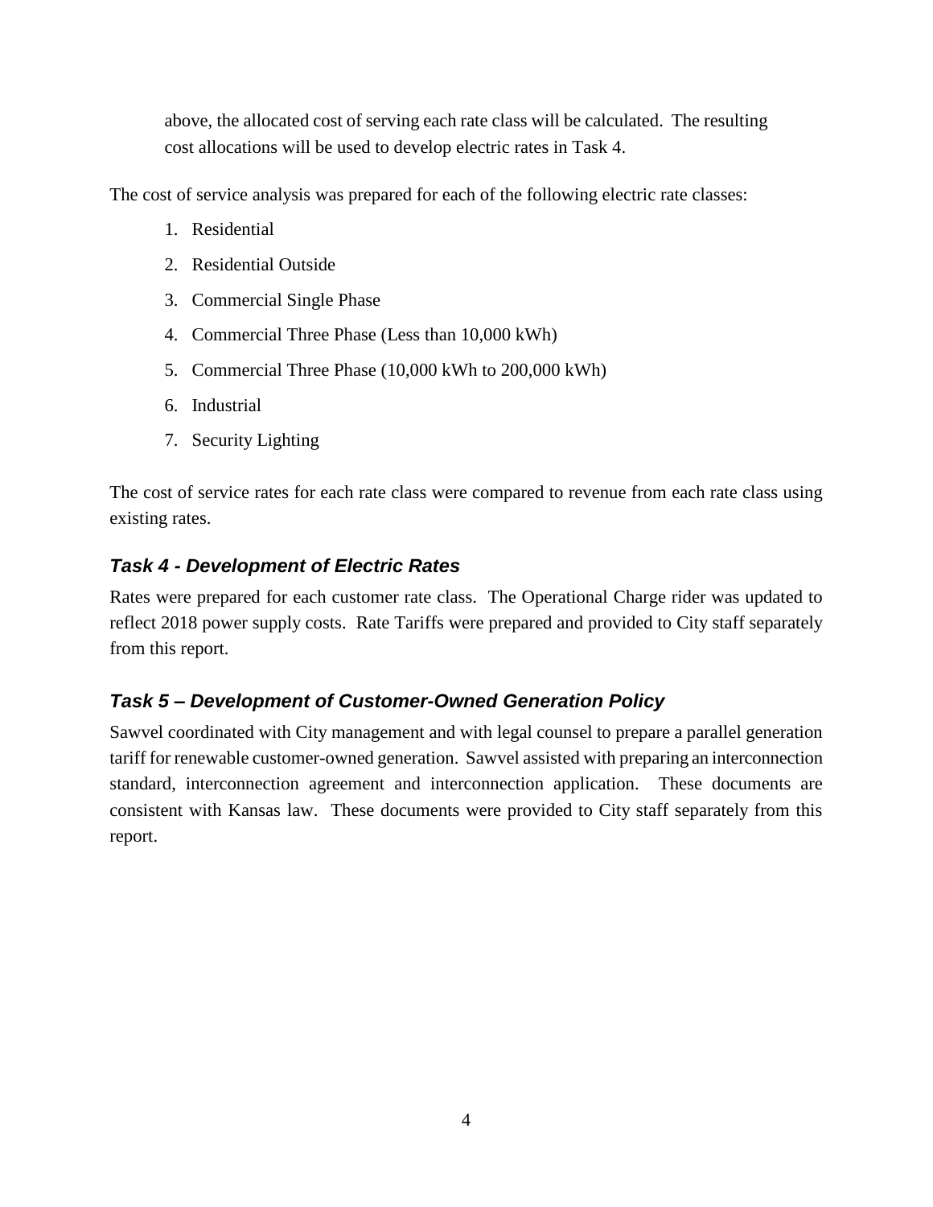above, the allocated cost of serving each rate class will be calculated. The resulting cost allocations will be used to develop electric rates in Task 4.

The cost of service analysis was prepared for each of the following electric rate classes:

1. Residential
2. Residential Outside
3. Commercial Single Phase
4. Commercial Three Phase (Less than 10,000 kWh)
5. Commercial Three Phase (10,000 kWh to 200,000 kWh)
6. Industrial
7. Security Lighting

The cost of service rates for each rate class were compared to revenue from each rate class using existing rates.

### *Task 4 - Development of Electric Rates*

Rates were prepared for each customer rate class. The Operational Charge rider was updated to reflect 2018 power supply costs. Rate Tariffs were prepared and provided to City staff separately from this report.

### *Task 5 – Development of Customer-Owned Generation Policy*

Sawvel coordinated with City management and with legal counsel to prepare a parallel generation tariff for renewable customer-owned generation. Sawvel assisted with preparing an interconnection standard, interconnection agreement and interconnection application. These documents are consistent with Kansas law. These documents were provided to City staff separately from this report.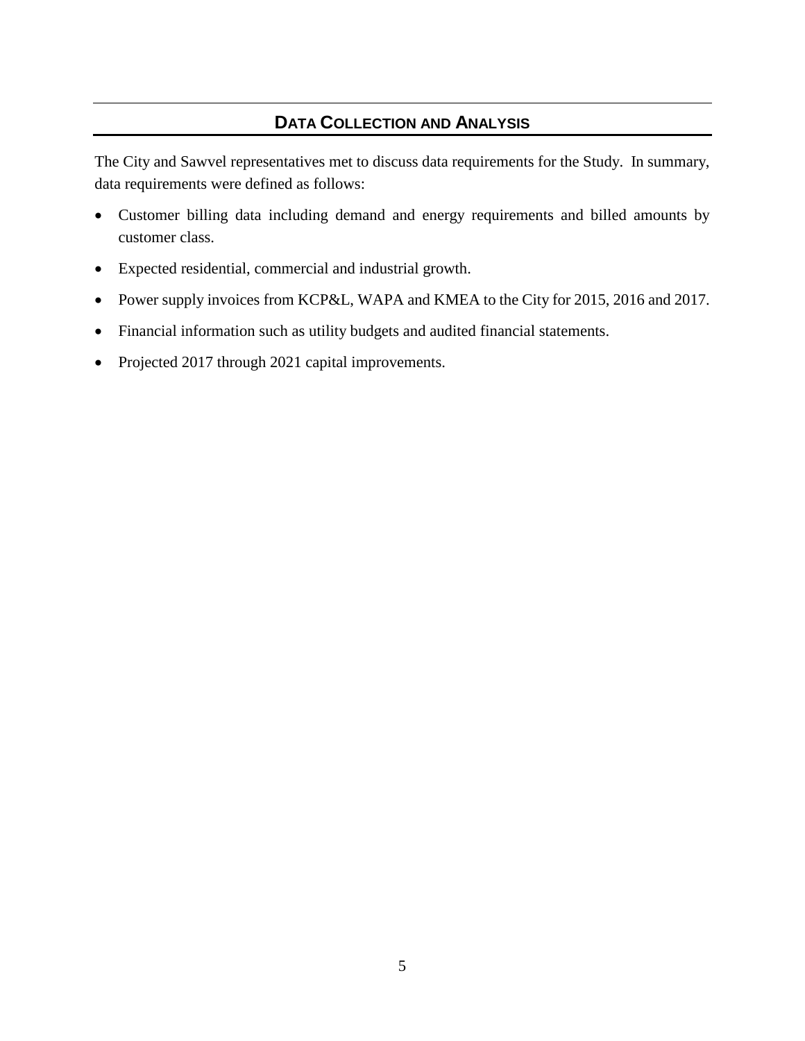## DATA COLLECTION AND ANALYSIS

The City and Sawvel representatives met to discuss data requirements for the Study. In summary, data requirements were defined as follows:

- Customer billing data including demand and energy requirements and billed amounts by customer class.
- Expected residential, commercial and industrial growth.
- Power supply invoices from KCP&L, WAPA and KMEA to the City for 2015, 2016 and 2017.
- Financial information such as utility budgets and audited financial statements.
- Projected 2017 through 2021 capital improvements.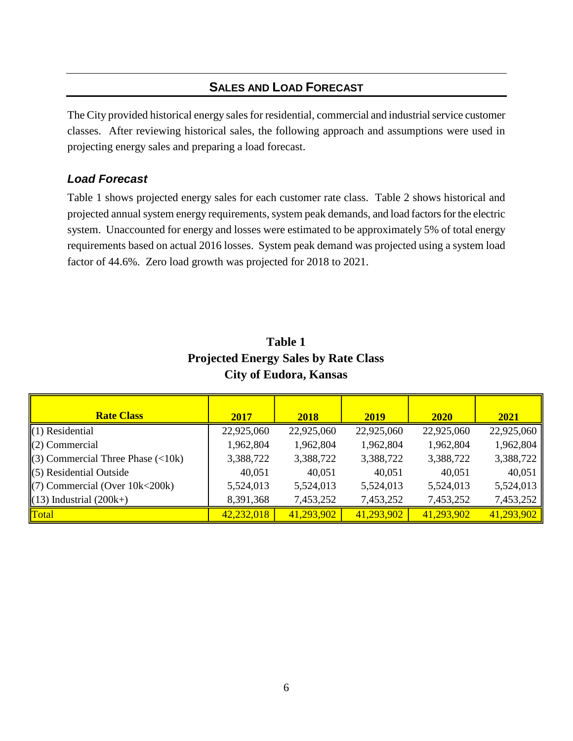## Sales and Load Forecast

The City provided historical energy sales for residential, commercial and industrial service customer classes. After reviewing historical sales, the following approach and assumptions were used in projecting energy sales and preparing a load forecast.

### *Load Forecast*

Table 1 shows projected energy sales for each customer rate class. Table 2 shows historical and projected annual system energy requirements, system peak demands, and load factors for the electric system. Unaccounted for energy and losses were estimated to be approximately 5% of total energy requirements based on actual 2016 losses. System peak demand was projected using a system load factor of 44.6%. Zero load growth was projected for 2018 to 2021.

**Table 1**
**Projected Energy Sales by Rate Class**
**City of Eudora, Kansas**

| Rate Class | 2017 | 2018 | 2019 | 2020 | 2021 |
|---|---|---|---|---|---|
| (1) Residential | 22,925,060 | 22,925,060 | 22,925,060 | 22,925,060 | 22,925,060 |
| (2) Commercial | 1,962,804 | 1,962,804 | 1,962,804 | 1,962,804 | 1,962,804 |
| (3) Commercial Three Phase (<10k) | 3,388,722 | 3,388,722 | 3,388,722 | 3,388,722 | 3,388,722 |
| (5) Residential Outside | 40,051 | 40,051 | 40,051 | 40,051 | 40,051 |
| (7) Commercial (Over 10k<200k) | 5,524,013 | 5,524,013 | 5,524,013 | 5,524,013 | 5,524,013 |
| (13) Industrial (200k+) | 8,391,368 | 7,453,252 | 7,453,252 | 7,453,252 | 7,453,252 |
| Total | 42,232,018 | 41,293,902 | 41,293,902 | 41,293,902 | 41,293,902 |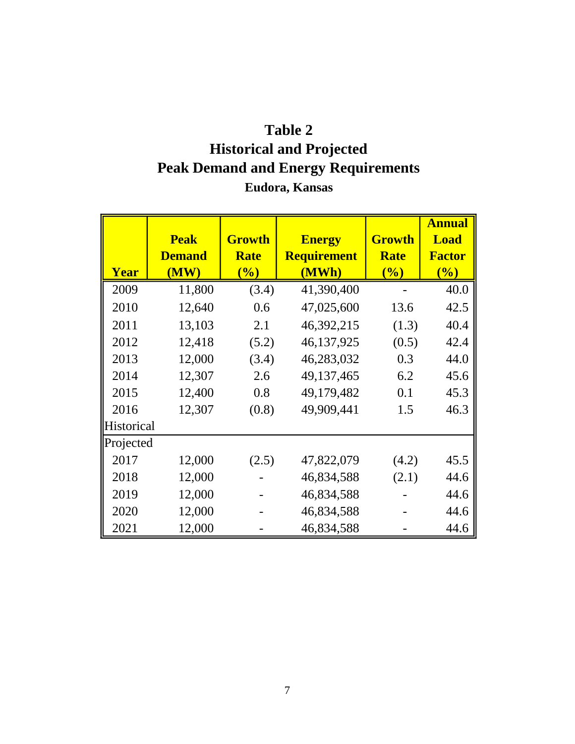# Table 2
## Historical and Projected
## Peak Demand and Energy Requirements
### Eudora, Kansas

| Year | Peak Demand (MW) | Growth Rate (%) | Energy Requirement (MWh) | Growth Rate (%) | Annual Load Factor (%) |
|---|---|---|---|---|---|
| 2009 | 11,800 | (3.4) | 41,390,400 | - | 40.0 |
| 2010 | 12,640 | 0.6 | 47,025,600 | 13.6 | 42.5 |
| 2011 | 13,103 | 2.1 | 46,392,215 | (1.3) | 40.4 |
| 2012 | 12,418 | (5.2) | 46,137,925 | (0.5) | 42.4 |
| 2013 | 12,000 | (3.4) | 46,283,032 | 0.3 | 44.0 |
| 2014 | 12,307 | 2.6 | 49,137,465 | 6.2 | 45.6 |
| 2015 | 12,400 | 0.8 | 49,179,482 | 0.1 | 45.3 |
| 2016 | 12,307 | (0.8) | 49,909,441 | 1.5 | 46.3 |
| Historical | | | | | |
| Projected | | | | | |
| 2017 | 12,000 | (2.5) | 47,822,079 | (4.2) | 45.5 |
| 2018 | 12,000 | - | 46,834,588 | (2.1) | 44.6 |
| 2019 | 12,000 | - | 46,834,588 | - | 44.6 |
| 2020 | 12,000 | - | 46,834,588 | - | 44.6 |
| 2021 | 12,000 | - | 46,834,588 | - | 44.6 |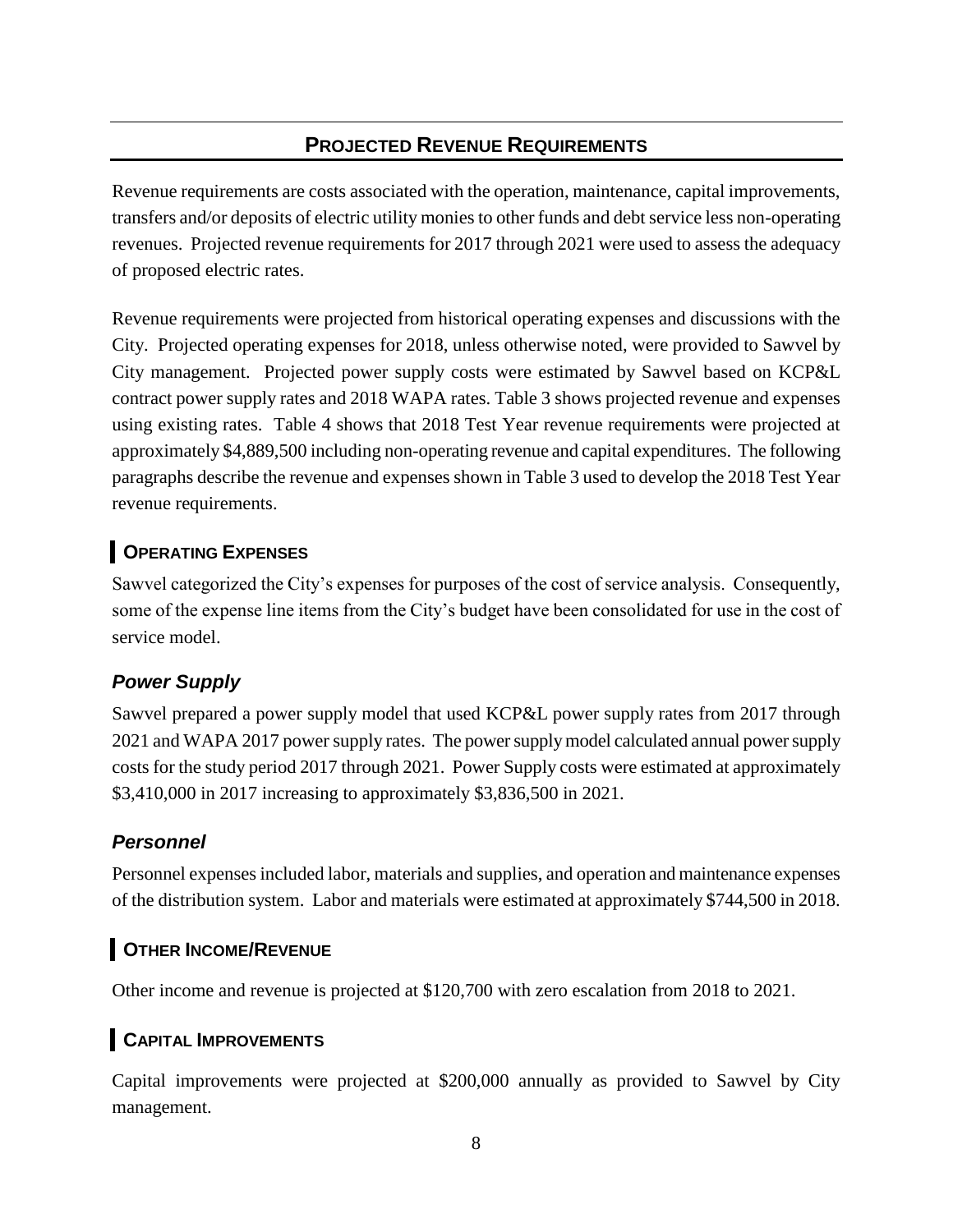## PROJECTED REVENUE REQUIREMENTS

Revenue requirements are costs associated with the operation, maintenance, capital improvements, transfers and/or deposits of electric utility monies to other funds and debt service less non-operating revenues. Projected revenue requirements for 2017 through 2021 were used to assess the adequacy of proposed electric rates.

Revenue requirements were projected from historical operating expenses and discussions with the City. Projected operating expenses for 2018, unless otherwise noted, were provided to Sawvel by City management. Projected power supply costs were estimated by Sawvel based on KCP&L contract power supply rates and 2018 WAPA rates. Table 3 shows projected revenue and expenses using existing rates. Table 4 shows that 2018 Test Year revenue requirements were projected at approximately $4,889,500 including non-operating revenue and capital expenditures. The following paragraphs describe the revenue and expenses shown in Table 3 used to develop the 2018 Test Year revenue requirements.

### OPERATING EXPENSES

Sawvel categorized the City's expenses for purposes of the cost of service analysis. Consequently, some of the expense line items from the City's budget have been consolidated for use in the cost of service model.

#### *Power Supply*

Sawvel prepared a power supply model that used KCP&L power supply rates from 2017 through 2021 and WAPA 2017 power supply rates. The power supply model calculated annual power supply costs for the study period 2017 through 2021. Power Supply costs were estimated at approximately $3,410,000 in 2017 increasing to approximately $3,836,500 in 2021.

#### *Personnel*

Personnel expenses included labor, materials and supplies, and operation and maintenance expenses of the distribution system. Labor and materials were estimated at approximately $744,500 in 2018.

### OTHER INCOME/REVENUE

Other income and revenue is projected at $120,700 with zero escalation from 2018 to 2021.

### CAPITAL IMPROVEMENTS

Capital improvements were projected at $200,000 annually as provided to Sawvel by City management.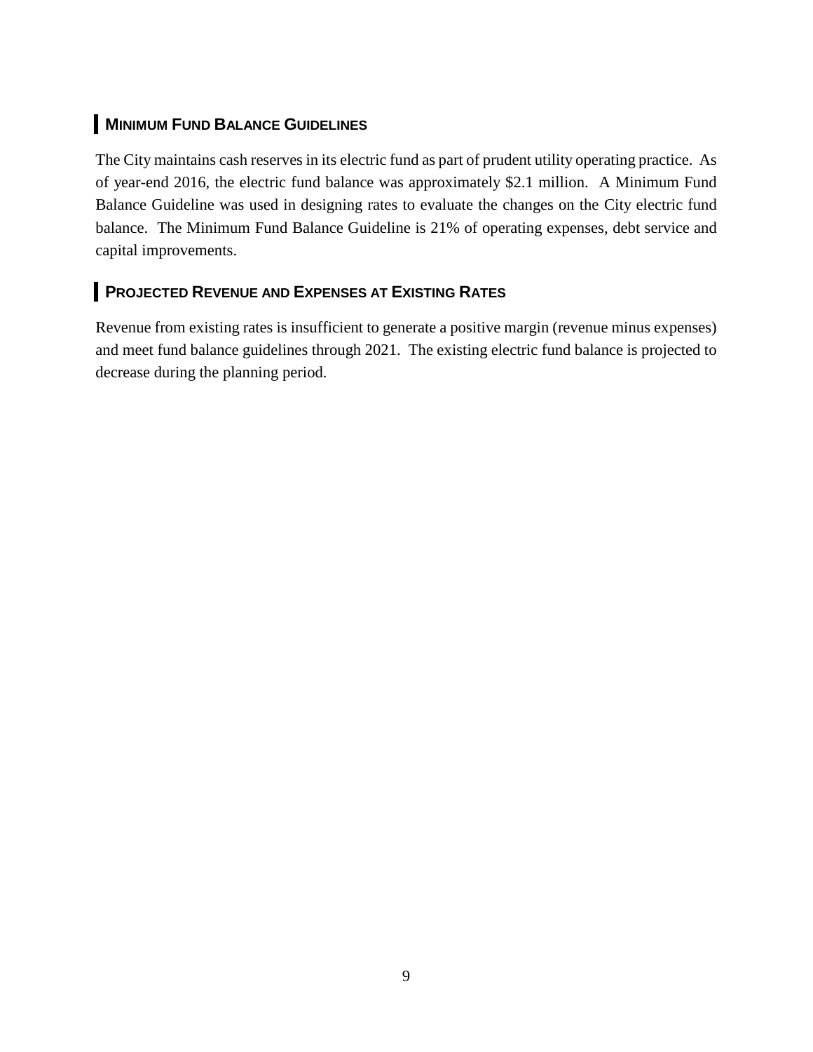## Minimum Fund Balance Guidelines

The City maintains cash reserves in its electric fund as part of prudent utility operating practice. As of year-end 2016, the electric fund balance was approximately $2.1 million. A Minimum Fund Balance Guideline was used in designing rates to evaluate the changes on the City electric fund balance. The Minimum Fund Balance Guideline is 21% of operating expenses, debt service and capital improvements.

## Projected Revenue and Expenses at Existing Rates

Revenue from existing rates is insufficient to generate a positive margin (revenue minus expenses) and meet fund balance guidelines through 2021. The existing electric fund balance is projected to decrease during the planning period.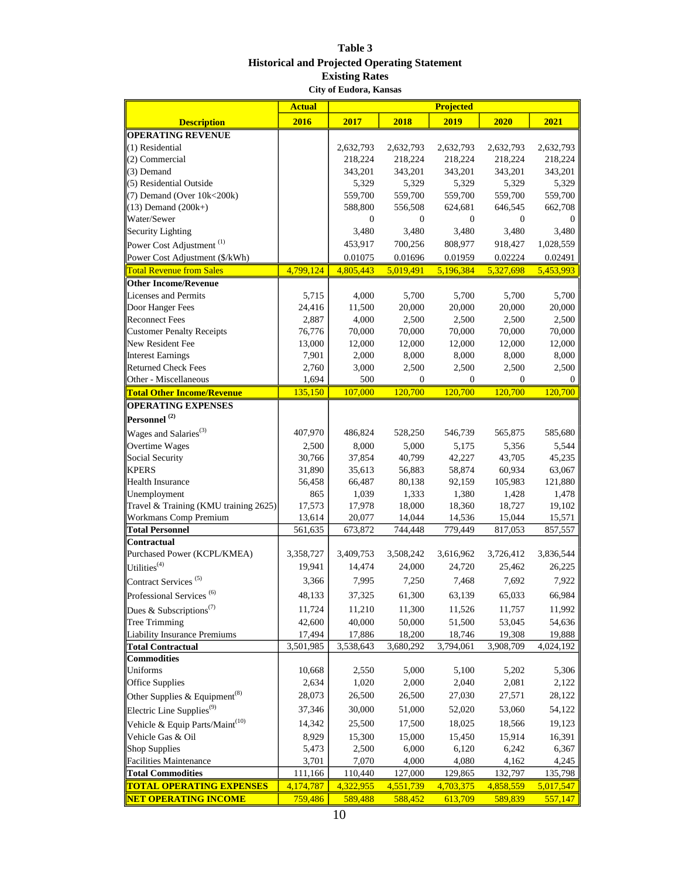**Table 3**
**Historical and Projected Operating Statement**
**Existing Rates**
**City of Eudora, Kansas**

| Description | Actual 2016 | Projected 2017 | 2018 | 2019 | 2020 | 2021 |
|---|---|---|---|---|---|---|
| **OPERATING REVENUE** | | | | | | |
| (1) Residential | | 2,632,793 | 2,632,793 | 2,632,793 | 2,632,793 | 2,632,793 |
| (2) Commercial | | 218,224 | 218,224 | 218,224 | 218,224 | 218,224 |
| (3) Demand | | 343,201 | 343,201 | 343,201 | 343,201 | 343,201 |
| (5) Residential Outside | | 5,329 | 5,329 | 5,329 | 5,329 | 5,329 |
| (7) Demand (Over 10k<200k) | | 559,700 | 559,700 | 559,700 | 559,700 | 559,700 |
| (13) Demand (200k+) | | 588,800 | 556,508 | 624,681 | 646,545 | 662,708 |
| Water/Sewer | | 0 | 0 | 0 | 0 | 0 |
| Security Lighting | | 3,480 | 3,480 | 3,480 | 3,480 | 3,480 |
| Power Cost Adjustment (1) | | 453,917 | 700,256 | 808,977 | 918,427 | 1,028,559 |
| Power Cost Adjustment ($/kWh) | | 0.01075 | 0.01696 | 0.01959 | 0.02224 | 0.02491 |
| Total Revenue from Sales | 4,799,124 | 4,805,443 | 5,019,491 | 5,196,384 | 5,327,698 | 5,453,993 |
| **Other Income/Revenue** | | | | | | |
| Licenses and Permits | 5,715 | 4,000 | 5,700 | 5,700 | 5,700 | 5,700 |
| Door Hanger Fees | 24,416 | 11,500 | 20,000 | 20,000 | 20,000 | 20,000 |
| Reconnect Fees | 2,887 | 4,000 | 2,500 | 2,500 | 2,500 | 2,500 |
| Customer Penalty Receipts | 76,776 | 70,000 | 70,000 | 70,000 | 70,000 | 70,000 |
| New Resident Fee | 13,000 | 12,000 | 12,000 | 12,000 | 12,000 | 12,000 |
| Interest Earnings | 7,901 | 2,000 | 8,000 | 8,000 | 8,000 | 8,000 |
| Returned Check Fees | 2,760 | 3,000 | 2,500 | 2,500 | 2,500 | 2,500 |
| Other - Miscellaneous | 1,694 | 500 | 0 | 0 | 0 | 0 |
| **Total Other Income/Revenue** | 135,150 | 107,000 | 120,700 | 120,700 | 120,700 | 120,700 |
| **OPERATING EXPENSES** | | | | | | |
| **Personnel (2)** | | | | | | |
| Wages and Salaries(3) | 407,970 | 486,824 | 528,250 | 546,739 | 565,875 | 585,680 |
| Overtime Wages | 2,500 | 8,000 | 5,000 | 5,175 | 5,356 | 5,544 |
| Social Security | 30,766 | 37,854 | 40,799 | 42,227 | 43,705 | 45,235 |
| KPERS | 31,890 | 35,613 | 56,883 | 58,874 | 60,934 | 63,067 |
| Health Insurance | 56,458 | 66,487 | 80,138 | 92,159 | 105,983 | 121,880 |
| Unemployment | 865 | 1,039 | 1,333 | 1,380 | 1,428 | 1,478 |
| Travel & Training (KMU training 2625) | 17,573 | 17,978 | 18,000 | 18,360 | 18,727 | 19,102 |
| Workmans Comp Premium | 13,614 | 20,077 | 14,044 | 14,536 | 15,044 | 15,571 |
| **Total Personnel** | 561,635 | 673,872 | 744,448 | 779,449 | 817,053 | 857,557 |
| **Contractual** | | | | | | |
| Purchased Power (KCPL/KMEA) | 3,358,727 | 3,409,753 | 3,508,242 | 3,616,962 | 3,726,412 | 3,836,544 |
| Utilities(4) | 19,941 | 14,474 | 24,000 | 24,720 | 25,462 | 26,225 |
| Contract Services (5) | 3,366 | 7,995 | 7,250 | 7,468 | 7,692 | 7,922 |
| Professional Services (6) | 48,133 | 37,325 | 61,300 | 63,139 | 65,033 | 66,984 |
| Dues & Subscriptions(7) | 11,724 | 11,210 | 11,300 | 11,526 | 11,757 | 11,992 |
| Tree Trimming | 42,600 | 40,000 | 50,000 | 51,500 | 53,045 | 54,636 |
| Liability Insurance Premiums | 17,494 | 17,886 | 18,200 | 18,746 | 19,308 | 19,888 |
| **Total Contractual** | 3,501,985 | 3,538,643 | 3,680,292 | 3,794,061 | 3,908,709 | 4,024,192 |
| **Commodities** | | | | | | |
| Uniforms | 10,668 | 2,550 | 5,000 | 5,100 | 5,202 | 5,306 |
| Office Supplies | 2,634 | 1,020 | 2,000 | 2,040 | 2,081 | 2,122 |
| Other Supplies & Equipment(8) | 28,073 | 26,500 | 26,500 | 27,030 | 27,571 | 28,122 |
| Electric Line Supplies(9) | 37,346 | 30,000 | 51,000 | 52,020 | 53,060 | 54,122 |
| Vehicle & Equip Parts/Maint(10) | 14,342 | 25,500 | 17,500 | 18,025 | 18,566 | 19,123 |
| Vehicle Gas & Oil | 8,929 | 15,300 | 15,000 | 15,450 | 15,914 | 16,391 |
| Shop Supplies | 5,473 | 2,500 | 6,000 | 6,120 | 6,242 | 6,367 |
| Facilities Maintenance | 3,701 | 7,070 | 4,000 | 4,080 | 4,162 | 4,245 |
| **Total Commodities** | 111,166 | 110,440 | 127,000 | 129,865 | 132,797 | 135,798 |
| **TOTAL OPERATING EXPENSES** | 4,174,787 | 4,322,955 | 4,551,739 | 4,703,375 | 4,858,559 | 5,017,547 |
| **NET OPERATING INCOME** | 759,486 | 589,488 | 588,452 | 613,709 | 589,839 | 557,147 |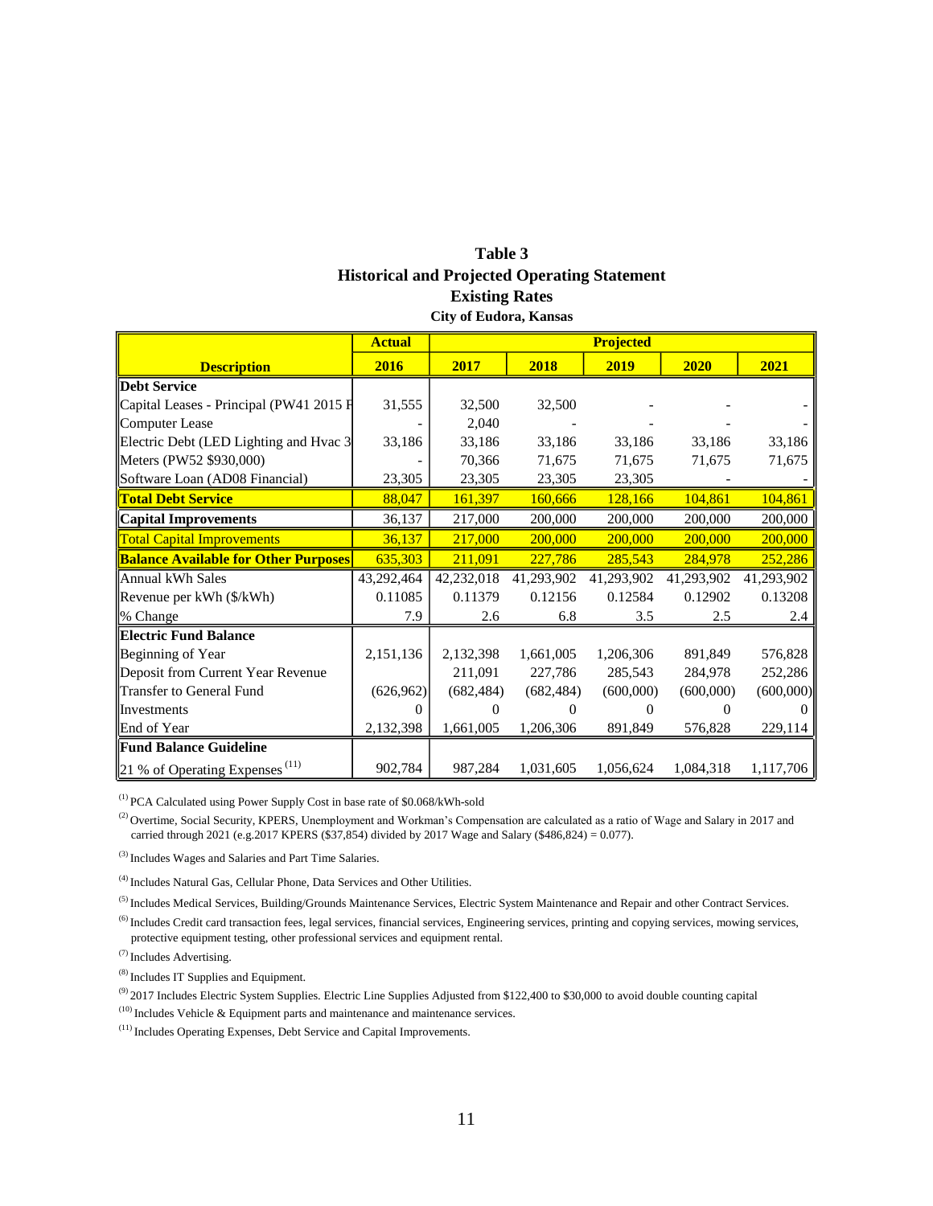**Table 3**
**Historical and Projected Operating Statement**
**Existing Rates**
**City of Eudora, Kansas**

| Description | Actual | Projected | | | | |
|---|---|---|---|---|---|---|
| | 2016 | 2017 | 2018 | 2019 | 2020 | 2021 |
| **Debt Service** | | | | | | |
| Capital Leases - Principal (PW41 2015 F | 31,555 | 32,500 | 32,500 | - | - | - |
| Computer Lease | - | 2,040 | - | - | - | - |
| Electric Debt (LED Lighting and Hvac 3 | 33,186 | 33,186 | 33,186 | 33,186 | 33,186 | 33,186 |
| Meters (PW52 $930,000) | - | 70,366 | 71,675 | 71,675 | 71,675 | 71,675 |
| Software Loan (AD08 Financial) | 23,305 | 23,305 | 23,305 | 23,305 | - | - |
| **Total Debt Service** | 88,047 | 161,397 | 160,666 | 128,166 | 104,861 | 104,861 |
| **Capital Improvements** | 36,137 | 217,000 | 200,000 | 200,000 | 200,000 | 200,000 |
| Total Capital Improvements | 36,137 | 217,000 | 200,000 | 200,000 | 200,000 | 200,000 |
| **Balance Available for Other Purposes** | 635,303 | 211,091 | 227,786 | 285,543 | 284,978 | 252,286 |
| Annual kWh Sales | 43,292,464 | 42,232,018 | 41,293,902 | 41,293,902 | 41,293,902 | 41,293,902 |
| Revenue per kWh ($/kWh) | 0.11085 | 0.11379 | 0.12156 | 0.12584 | 0.12902 | 0.13208 |
| % Change | 7.9 | 2.6 | 6.8 | 3.5 | 2.5 | 2.4 |
| **Electric Fund Balance** | | | | | | |
| Beginning of Year | 2,151,136 | 2,132,398 | 1,661,005 | 1,206,306 | 891,849 | 576,828 |
| Deposit from Current Year Revenue | | 211,091 | 227,786 | 285,543 | 284,978 | 252,286 |
| Transfer to General Fund | (626,962) | (682,484) | (682,484) | (600,000) | (600,000) | (600,000) |
| Investments | 0 | 0 | 0 | 0 | 0 | 0 |
| End of Year | 2,132,398 | 1,661,005 | 1,206,306 | 891,849 | 576,828 | 229,114 |
| **Fund Balance Guideline** | | | | | | |
| 21 % of Operating Expenses [11] | 902,784 | 987,284 | 1,031,605 | 1,056,624 | 1,084,318 | 1,117,706 |

[1] PCA Calculated using Power Supply Cost in base rate of $0.068/kWh-sold

[2] Overtime, Social Security, KPERS, Unemployment and Workman's Compensation are calculated as a ratio of Wage and Salary in 2017 and carried through 2021 (e.g.2017 KPERS ($37,854) divided by 2017 Wage and Salary ($486,824) = 0.077).

[3] Includes Wages and Salaries and Part Time Salaries.

[4] Includes Natural Gas, Cellular Phone, Data Services and Other Utilities.

[5] Includes Medical Services, Building/Grounds Maintenance Services, Electric System Maintenance and Repair and other Contract Services.

[6] Includes Credit card transaction fees, legal services, financial services, Engineering services, printing and copying services, mowing services, protective equipment testing, other professional services and equipment rental.

[7] Includes Advertising.

[8] Includes IT Supplies and Equipment.

[9] 2017 Includes Electric System Supplies. Electric Line Supplies Adjusted from $122,400 to $30,000 to avoid double counting capital

[10] Includes Vehicle & Equipment parts and maintenance and maintenance services.

[11] Includes Operating Expenses, Debt Service and Capital Improvements.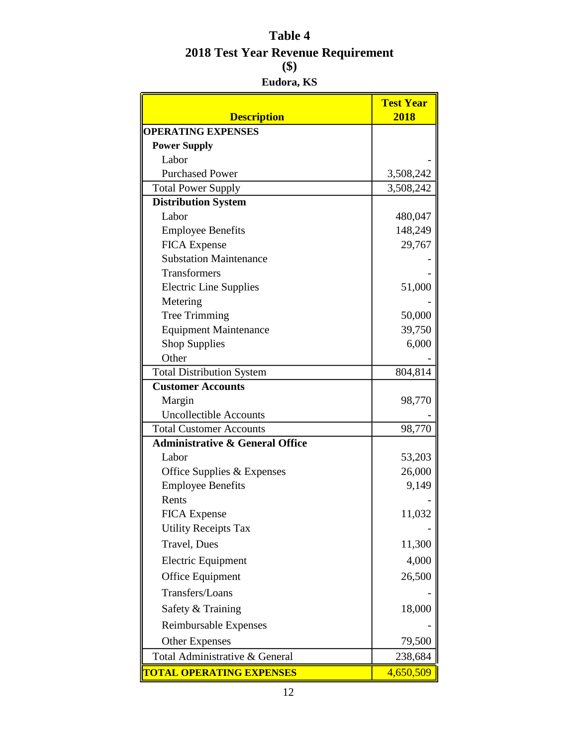# Table 4

## 2018 Test Year Revenue Requirement

**($)**

**Eudora, KS**

| Description | Test Year 2018 |
|---|---|
| **OPERATING EXPENSES** | |
| **Power Supply** | |
| Labor | - |
| Purchased Power | 3,508,242 |
| Total Power Supply | 3,508,242 |
| **Distribution System** | |
| Labor | 480,047 |
| Employee Benefits | 148,249 |
| FICA Expense | 29,767 |
| Substation Maintenance | - |
| Transformers | - |
| Electric Line Supplies | 51,000 |
| Metering | - |
| Tree Trimming | 50,000 |
| Equipment Maintenance | 39,750 |
| Shop Supplies | 6,000 |
| Other | - |
| Total Distribution System | 804,814 |
| **Customer Accounts** | |
| Margin | 98,770 |
| Uncollectible Accounts | - |
| Total Customer Accounts | 98,770 |
| **Administrative & General Office** | |
| Labor | 53,203 |
| Office Supplies & Expenses | 26,000 |
| Employee Benefits | 9,149 |
| Rents | - |
| FICA Expense | 11,032 |
| Utility Receipts Tax | - |
| Travel, Dues | 11,300 |
| Electric Equipment | 4,000 |
| Office Equipment | 26,500 |
| Transfers/Loans | - |
| Safety & Training | 18,000 |
| Reimbursable Expenses | - |
| Other Expenses | 79,500 |
| Total Administrative & General | 238,684 |
| **TOTAL OPERATING EXPENSES** | 4,650,509 |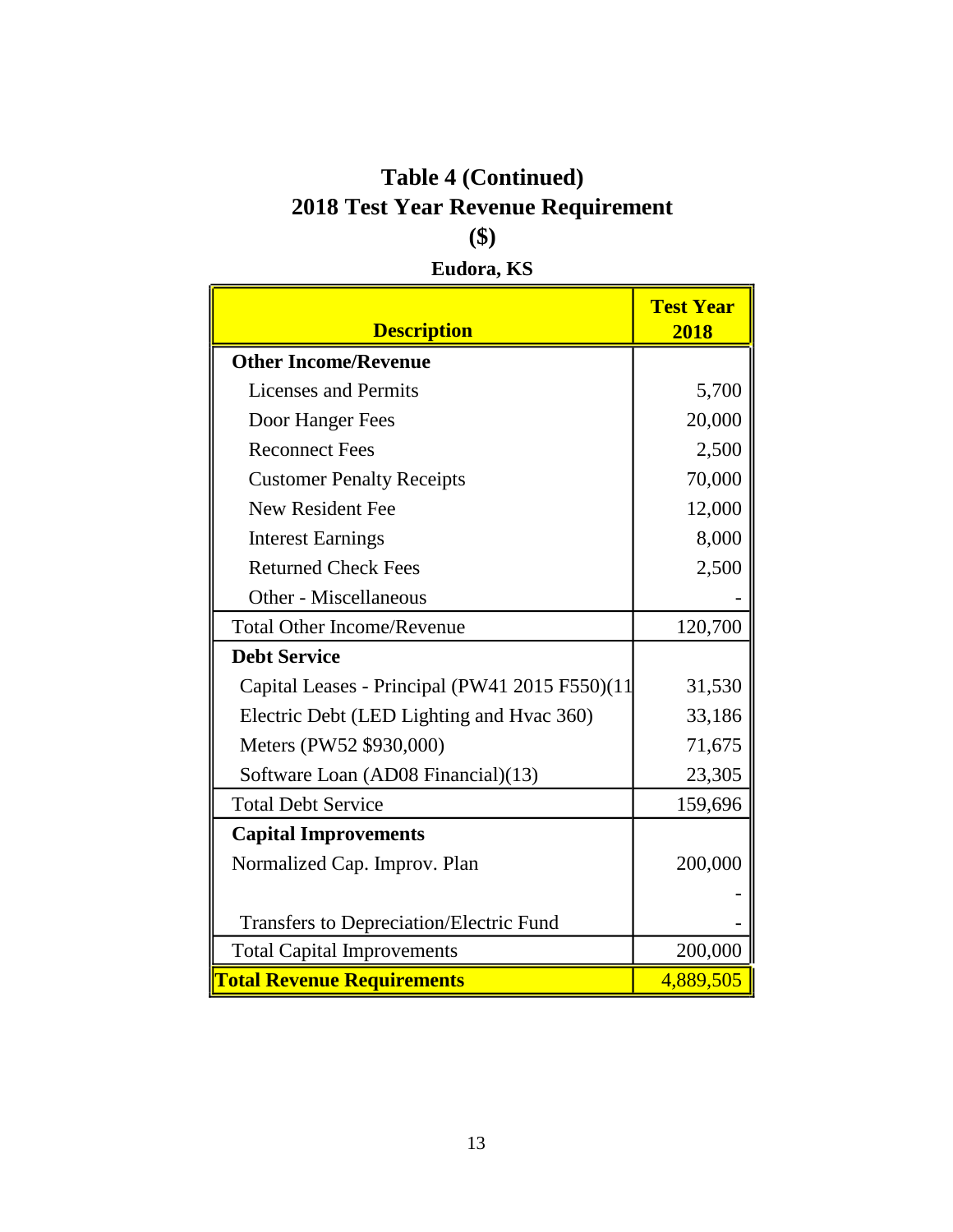# Table 4 (Continued)
## 2018 Test Year Revenue Requirement
## ($)
### Eudora, KS

| Description | Test Year 2018 |
|---|---|
| **Other Income/Revenue** | |
| Licenses and Permits | 5,700 |
| Door Hanger Fees | 20,000 |
| Reconnect Fees | 2,500 |
| Customer Penalty Receipts | 70,000 |
| New Resident Fee | 12,000 |
| Interest Earnings | 8,000 |
| Returned Check Fees | 2,500 |
| Other - Miscellaneous | - |
| Total Other Income/Revenue | 120,700 |
| **Debt Service** | |
| Capital Leases - Principal (PW41 2015 F550)(11 | 31,530 |
| Electric Debt (LED Lighting and Hvac 360) | 33,186 |
| Meters (PW52 $930,000) | 71,675 |
| Software Loan (AD08 Financial)(13) | 23,305 |
| Total Debt Service | 159,696 |
| **Capital Improvements** | |
| Normalized Cap. Improv. Plan | 200,000 |
| | - |
| Transfers to Depreciation/Electric Fund | - |
| Total Capital Improvements | 200,000 |
| **Total Revenue Requirements** | 4,889,505 |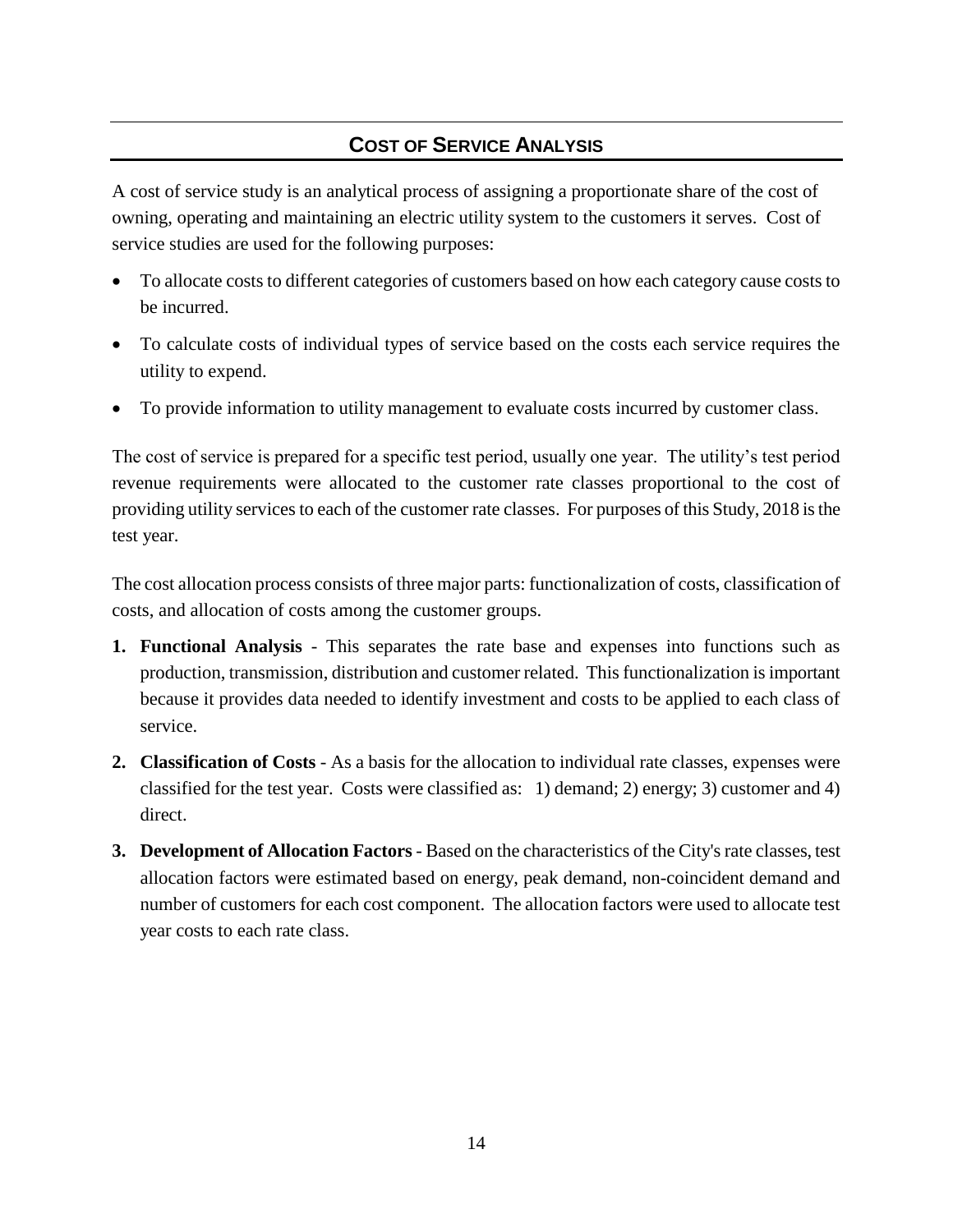## COST OF SERVICE ANALYSIS

A cost of service study is an analytical process of assigning a proportionate share of the cost of owning, operating and maintaining an electric utility system to the customers it serves. Cost of service studies are used for the following purposes:

- To allocate costs to different categories of customers based on how each category cause costs to be incurred.
- To calculate costs of individual types of service based on the costs each service requires the utility to expend.
- To provide information to utility management to evaluate costs incurred by customer class.

The cost of service is prepared for a specific test period, usually one year. The utility's test period revenue requirements were allocated to the customer rate classes proportional to the cost of providing utility services to each of the customer rate classes. For purposes of this Study, 2018 is the test year.

The cost allocation process consists of three major parts: functionalization of costs, classification of costs, and allocation of costs among the customer groups.

1. **Functional Analysis** - This separates the rate base and expenses into functions such as production, transmission, distribution and customer related. This functionalization is important because it provides data needed to identify investment and costs to be applied to each class of service.
2. **Classification of Costs** - As a basis for the allocation to individual rate classes, expenses were classified for the test year. Costs were classified as: 1) demand; 2) energy; 3) customer and 4) direct.
3. **Development of Allocation Factors** - Based on the characteristics of the City's rate classes, test allocation factors were estimated based on energy, peak demand, non-coincident demand and number of customers for each cost component. The allocation factors were used to allocate test year costs to each rate class.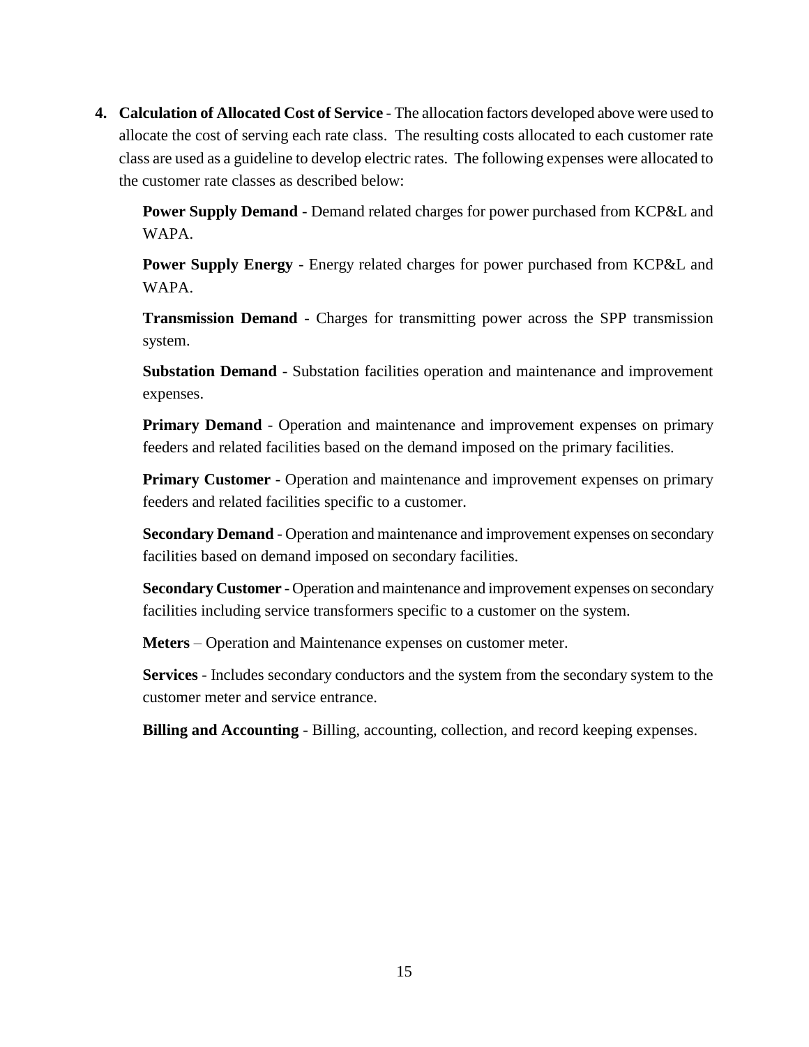4. **Calculation of Allocated Cost of Service** - The allocation factors developed above were used to allocate the cost of serving each rate class. The resulting costs allocated to each customer rate class are used as a guideline to develop electric rates. The following expenses were allocated to the customer rate classes as described below:

    **Power Supply Demand** - Demand related charges for power purchased from KCP&L and WAPA.

    **Power Supply Energy** - Energy related charges for power purchased from KCP&L and WAPA.

    **Transmission Demand** - Charges for transmitting power across the SPP transmission system.

    **Substation Demand** - Substation facilities operation and maintenance and improvement expenses.

    **Primary Demand** - Operation and maintenance and improvement expenses on primary feeders and related facilities based on the demand imposed on the primary facilities.

    **Primary Customer** - Operation and maintenance and improvement expenses on primary feeders and related facilities specific to a customer.

    **Secondary Demand** - Operation and maintenance and improvement expenses on secondary facilities based on demand imposed on secondary facilities.

    **Secondary Customer** - Operation and maintenance and improvement expenses on secondary facilities including service transformers specific to a customer on the system.

    **Meters** – Operation and Maintenance expenses on customer meter.

    **Services** - Includes secondary conductors and the system from the secondary system to the customer meter and service entrance.

    **Billing and Accounting** - Billing, accounting, collection, and record keeping expenses.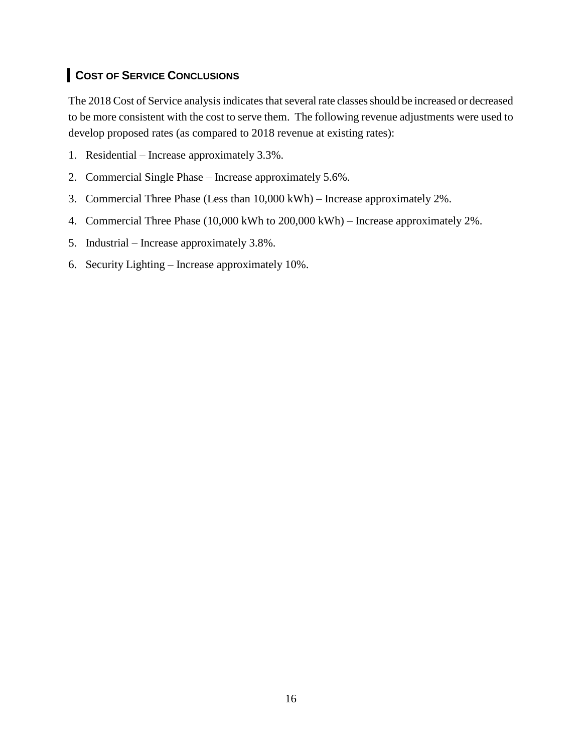## COST OF SERVICE CONCLUSIONS

The 2018 Cost of Service analysis indicates that several rate classes should be increased or decreased to be more consistent with the cost to serve them. The following revenue adjustments were used to develop proposed rates (as compared to 2018 revenue at existing rates):

1. Residential – Increase approximately 3.3%.
2. Commercial Single Phase – Increase approximately 5.6%.
3. Commercial Three Phase (Less than 10,000 kWh) – Increase approximately 2%.
4. Commercial Three Phase (10,000 kWh to 200,000 kWh) – Increase approximately 2%.
5. Industrial – Increase approximately 3.8%.
6. Security Lighting – Increase approximately 10%.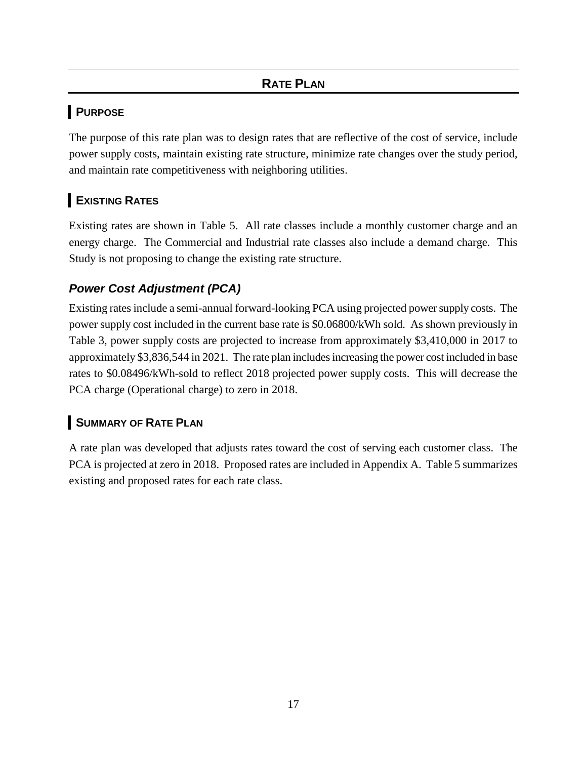# RATE PLAN

## PURPOSE

The purpose of this rate plan was to design rates that are reflective of the cost of service, include power supply costs, maintain existing rate structure, minimize rate changes over the study period, and maintain rate competitiveness with neighboring utilities.

## EXISTING RATES

Existing rates are shown in Table 5. All rate classes include a monthly customer charge and an energy charge. The Commercial and Industrial rate classes also include a demand charge. This Study is not proposing to change the existing rate structure.

### *Power Cost Adjustment (PCA)*

Existing rates include a semi-annual forward-looking PCA using projected power supply costs. The power supply cost included in the current base rate is $0.06800/kWh sold. As shown previously in Table 3, power supply costs are projected to increase from approximately $3,410,000 in 2017 to approximately $3,836,544 in 2021. The rate plan includes increasing the power cost included in base rates to $0.08496/kWh-sold to reflect 2018 projected power supply costs. This will decrease the PCA charge (Operational charge) to zero in 2018.

## SUMMARY OF RATE PLAN

A rate plan was developed that adjusts rates toward the cost of serving each customer class. The PCA is projected at zero in 2018. Proposed rates are included in Appendix A. Table 5 summarizes existing and proposed rates for each rate class.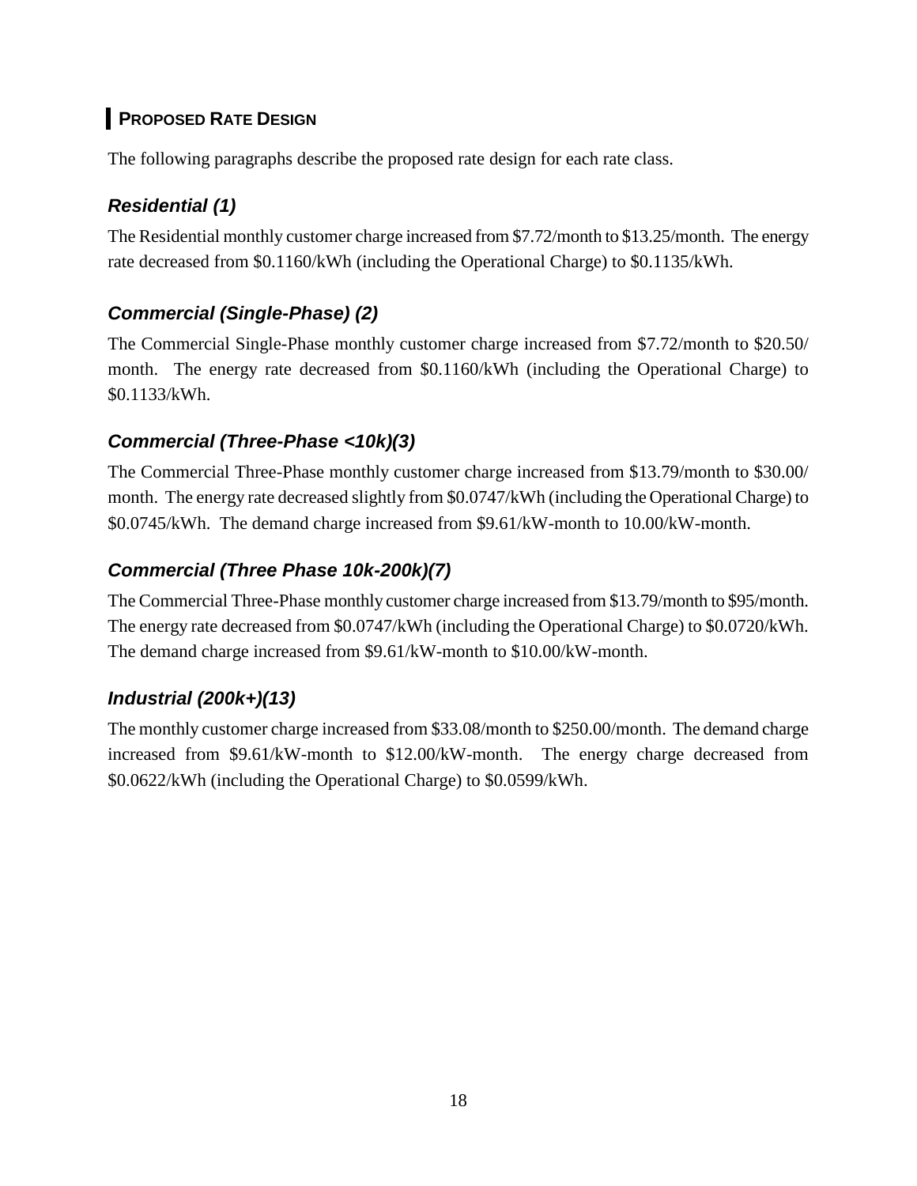## PROPOSED RATE DESIGN

The following paragraphs describe the proposed rate design for each rate class.

### *Residential (1)*

The Residential monthly customer charge increased from $7.72/month to $13.25/month. The energy rate decreased from $0.1160/kWh (including the Operational Charge) to $0.1135/kWh.

### *Commercial (Single-Phase) (2)*

The Commercial Single-Phase monthly customer charge increased from $7.72/month to $20.50/ month. The energy rate decreased from $0.1160/kWh (including the Operational Charge) to $0.1133/kWh.

### *Commercial (Three-Phase <10k)(3)*

The Commercial Three-Phase monthly customer charge increased from $13.79/month to $30.00/ month. The energy rate decreased slightly from $0.0747/kWh (including the Operational Charge) to $0.0745/kWh. The demand charge increased from $9.61/kW-month to 10.00/kW-month.

### *Commercial (Three Phase 10k-200k)(7)*

The Commercial Three-Phase monthly customer charge increased from $13.79/month to $95/month. The energy rate decreased from $0.0747/kWh (including the Operational Charge) to $0.0720/kWh. The demand charge increased from $9.61/kW-month to $10.00/kW-month.

### *Industrial (200k+)(13)*

The monthly customer charge increased from $33.08/month to $250.00/month. The demand charge increased from $9.61/kW-month to $12.00/kW-month. The energy charge decreased from $0.0622/kWh (including the Operational Charge) to $0.0599/kWh.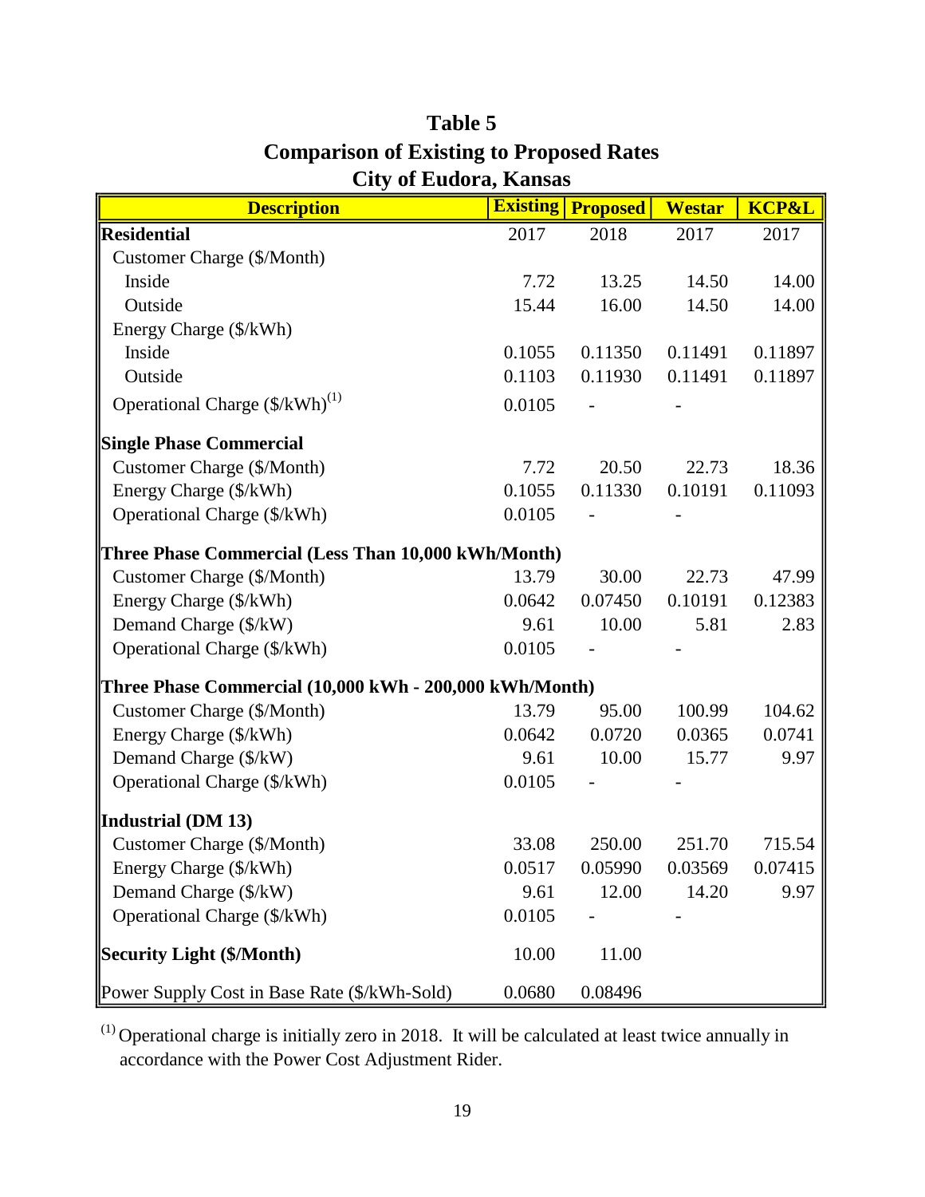# Table 5
## Comparison of Existing to Proposed Rates
## City of Eudora, Kansas

| Description | Existing | Proposed | Westar | KCP&L |
|---|---|---|---|---|
| **Residential** | 2017 | 2018 | 2017 | 2017 |
| Customer Charge ($/Month) | | | | |
| Inside | 7.72 | 13.25 | 14.50 | 14.00 |
| Outside | 15.44 | 16.00 | 14.50 | 14.00 |
| Energy Charge ($/kWh) | | | | |
| Inside | 0.1055 | 0.11350 | 0.11491 | 0.11897 |
| Outside | 0.1103 | 0.11930 | 0.11491 | 0.11897 |
| Operational Charge ($/kWh)[1] | 0.0105 | - | - | |
| **Single Phase Commercial** | | | | |
| Customer Charge ($/Month) | 7.72 | 20.50 | 22.73 | 18.36 |
| Energy Charge ($/kWh) | 0.1055 | 0.11330 | 0.10191 | 0.11093 |
| Operational Charge ($/kWh) | 0.0105 | - | - | |
| **Three Phase Commercial (Less Than 10,000 kWh/Month)** | | | | |
| Customer Charge ($/Month) | 13.79 | 30.00 | 22.73 | 47.99 |
| Energy Charge ($/kWh) | 0.0642 | 0.07450 | 0.10191 | 0.12383 |
| Demand Charge ($/kW) | 9.61 | 10.00 | 5.81 | 2.83 |
| Operational Charge ($/kWh) | 0.0105 | - | - | |
| **Three Phase Commercial (10,000 kWh - 200,000 kWh/Month)** | | | | |
| Customer Charge ($/Month) | 13.79 | 95.00 | 100.99 | 104.62 |
| Energy Charge ($/kWh) | 0.0642 | 0.0720 | 0.0365 | 0.0741 |
| Demand Charge ($/kW) | 9.61 | 10.00 | 15.77 | 9.97 |
| Operational Charge ($/kWh) | 0.0105 | - | - | |
| **Industrial (DM 13)** | | | | |
| Customer Charge ($/Month) | 33.08 | 250.00 | 251.70 | 715.54 |
| Energy Charge ($/kWh) | 0.0517 | 0.05990 | 0.03569 | 0.07415 |
| Demand Charge ($/kW) | 9.61 | 12.00 | 14.20 | 9.97 |
| Operational Charge ($/kWh) | 0.0105 | - | - | |
| **Security Light ($/Month)** | 10.00 | 11.00 | | |
| Power Supply Cost in Base Rate ($/kWh-Sold) | 0.0680 | 0.08496 | | |

[1] Operational charge is initially zero in 2018. It will be calculated at least twice annually in accordance with the Power Cost Adjustment Rider.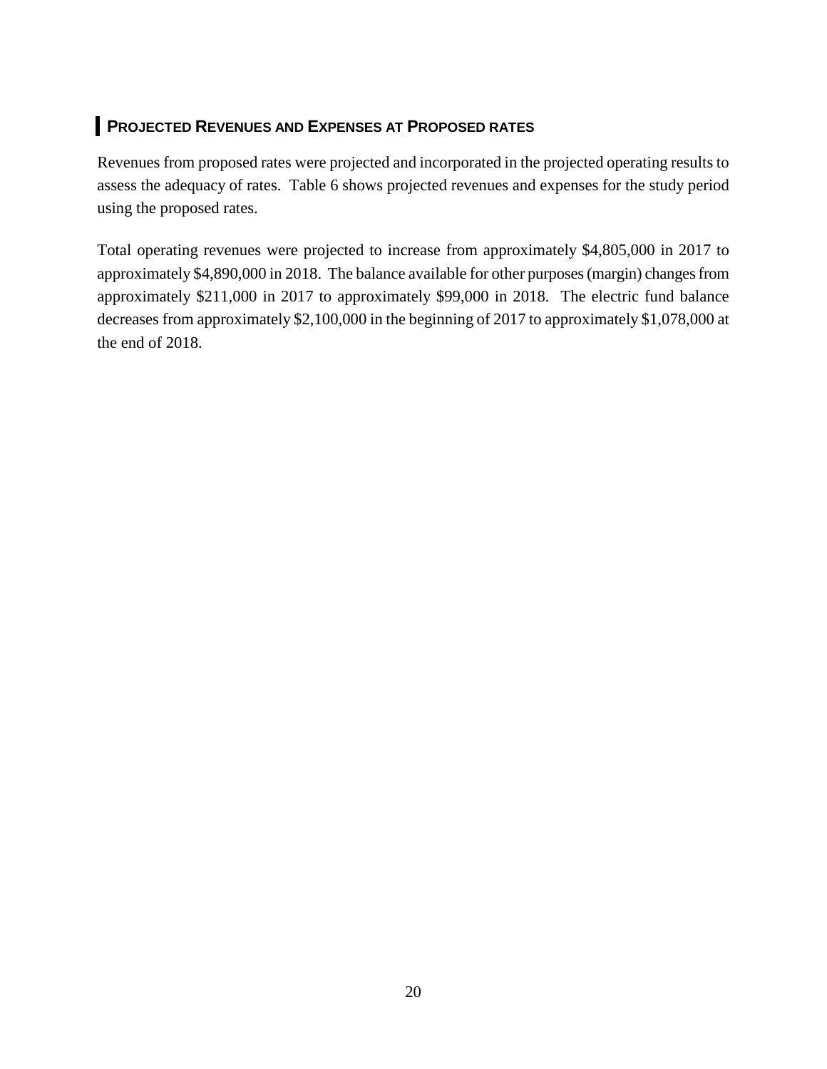## PROJECTED REVENUES AND EXPENSES AT PROPOSED RATES

Revenues from proposed rates were projected and incorporated in the projected operating results to assess the adequacy of rates. Table 6 shows projected revenues and expenses for the study period using the proposed rates.

Total operating revenues were projected to increase from approximately $4,805,000 in 2017 to approximately $4,890,000 in 2018. The balance available for other purposes (margin) changes from approximately $211,000 in 2017 to approximately $99,000 in 2018. The electric fund balance decreases from approximately $2,100,000 in the beginning of 2017 to approximately $1,078,000 at the end of 2018.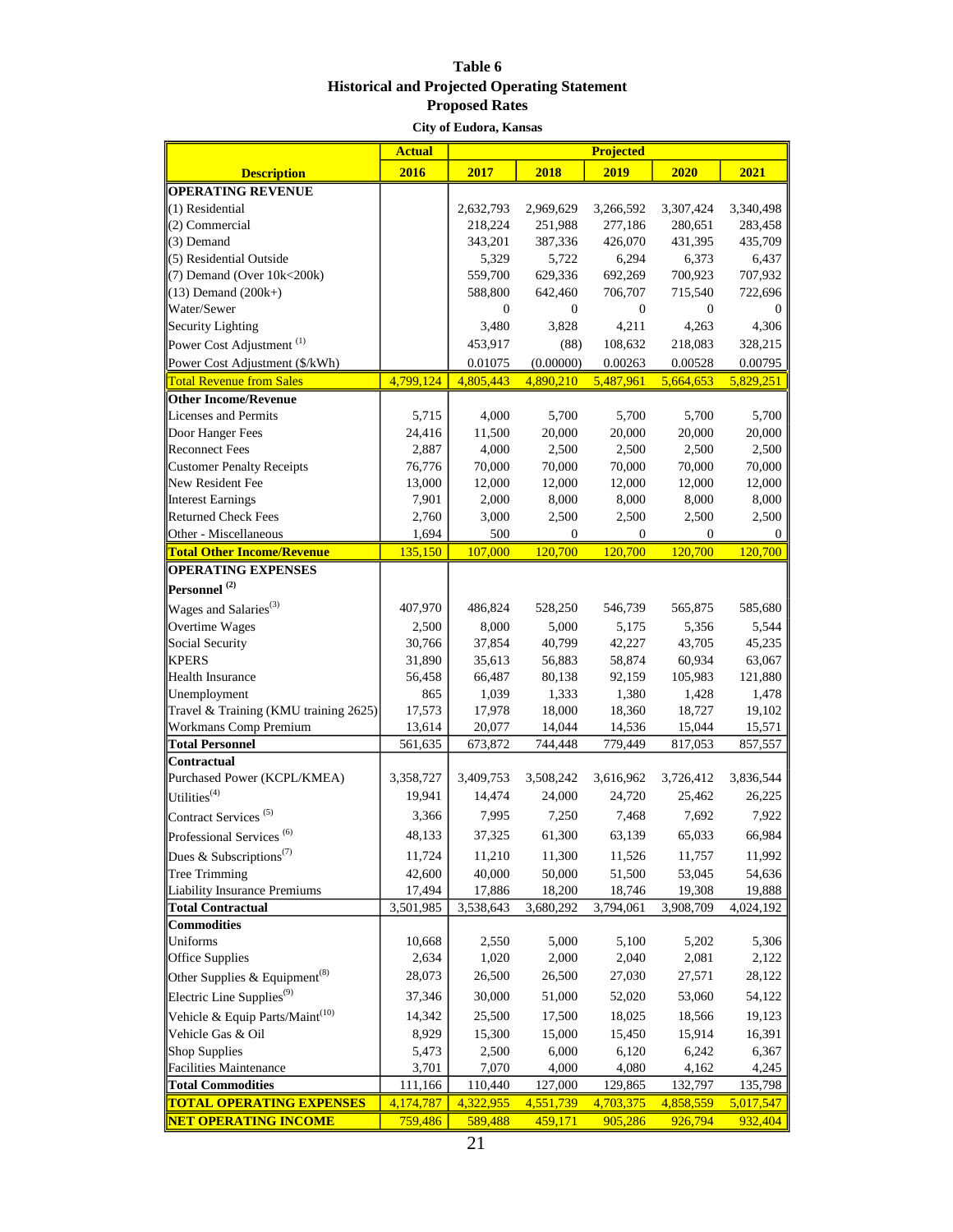# Table 6
## Historical and Projected Operating Statement
## Proposed Rates
**City of Eudora, Kansas**

| Description | Actual 2016 | Projected 2017 | 2018 | 2019 | 2020 | 2021 |
|---|---|---|---|---|---|---|
| **OPERATING REVENUE** | | | | | | |
| (1) Residential | | 2,632,793 | 2,969,629 | 3,266,592 | 3,307,424 | 3,340,498 |
| (2) Commercial | | 218,224 | 251,988 | 277,186 | 280,651 | 283,458 |
| (3) Demand | | 343,201 | 387,336 | 426,070 | 431,395 | 435,709 |
| (5) Residential Outside | | 5,329 | 5,722 | 6,294 | 6,373 | 6,437 |
| (7) Demand (Over 10k<200k) | | 559,700 | 629,336 | 692,269 | 700,923 | 707,932 |
| (13) Demand (200k+) | | 588,800 | 642,460 | 706,707 | 715,540 | 722,696 |
| Water/Sewer | | 0 | 0 | 0 | 0 | 0 |
| Security Lighting | | 3,480 | 3,828 | 4,211 | 4,263 | 4,306 |
| Power Cost Adjustment [1] | | 453,917 | (88) | 108,632 | 218,083 | 328,215 |
| Power Cost Adjustment ($/kWh) | | 0.01075 | (0.00000) | 0.00263 | 0.00528 | 0.00795 |
| **Total Revenue from Sales** | 4,799,124 | 4,805,443 | 4,890,210 | 5,487,961 | 5,664,653 | 5,829,251 |
| **Other Income/Revenue** | | | | | | |
| Licenses and Permits | 5,715 | 4,000 | 5,700 | 5,700 | 5,700 | 5,700 |
| Door Hanger Fees | 24,416 | 11,500 | 20,000 | 20,000 | 20,000 | 20,000 |
| Reconnect Fees | 2,887 | 4,000 | 2,500 | 2,500 | 2,500 | 2,500 |
| Customer Penalty Receipts | 76,776 | 70,000 | 70,000 | 70,000 | 70,000 | 70,000 |
| New Resident Fee | 13,000 | 12,000 | 12,000 | 12,000 | 12,000 | 12,000 |
| Interest Earnings | 7,901 | 2,000 | 8,000 | 8,000 | 8,000 | 8,000 |
| Returned Check Fees | 2,760 | 3,000 | 2,500 | 2,500 | 2,500 | 2,500 |
| Other - Miscellaneous | 1,694 | 500 | 0 | 0 | 0 | 0 |
| **Total Other Income/Revenue** | 135,150 | 107,000 | 120,700 | 120,700 | 120,700 | 120,700 |
| **OPERATING EXPENSES** | | | | | | |
| **Personnel [2]** | | | | | | |
| Wages and Salaries[3] | 407,970 | 486,824 | 528,250 | 546,739 | 565,875 | 585,680 |
| Overtime Wages | 2,500 | 8,000 | 5,000 | 5,175 | 5,356 | 5,544 |
| Social Security | 30,766 | 37,854 | 40,799 | 42,227 | 43,705 | 45,235 |
| KPERS | 31,890 | 35,613 | 56,883 | 58,874 | 60,934 | 63,067 |
| Health Insurance | 56,458 | 66,487 | 80,138 | 92,159 | 105,983 | 121,880 |
| Unemployment | 865 | 1,039 | 1,333 | 1,380 | 1,428 | 1,478 |
| Travel & Training (KMU training 2625) | 17,573 | 17,978 | 18,000 | 18,360 | 18,727 | 19,102 |
| Workmans Comp Premium | 13,614 | 20,077 | 14,044 | 14,536 | 15,044 | 15,571 |
| **Total Personnel** | 561,635 | 673,872 | 744,448 | 779,449 | 817,053 | 857,557 |
| **Contractual** | | | | | | |
| Purchased Power (KCPL/KMEA) | 3,358,727 | 3,409,753 | 3,508,242 | 3,616,962 | 3,726,412 | 3,836,544 |
| Utilities[4] | 19,941 | 14,474 | 24,000 | 24,720 | 25,462 | 26,225 |
| Contract Services [5] | 3,366 | 7,995 | 7,250 | 7,468 | 7,692 | 7,922 |
| Professional Services [6] | 48,133 | 37,325 | 61,300 | 63,139 | 65,033 | 66,984 |
| Dues & Subscriptions[7] | 11,724 | 11,210 | 11,300 | 11,526 | 11,757 | 11,992 |
| Tree Trimming | 42,600 | 40,000 | 50,000 | 51,500 | 53,045 | 54,636 |
| Liability Insurance Premiums | 17,494 | 17,886 | 18,200 | 18,746 | 19,308 | 19,888 |
| **Total Contractual** | 3,501,985 | 3,538,643 | 3,680,292 | 3,794,061 | 3,908,709 | 4,024,192 |
| **Commodities** | | | | | | |
| Uniforms | 10,668 | 2,550 | 5,000 | 5,100 | 5,202 | 5,306 |
| Office Supplies | 2,634 | 1,020 | 2,000 | 2,040 | 2,081 | 2,122 |
| Other Supplies & Equipment[8] | 28,073 | 26,500 | 26,500 | 27,030 | 27,571 | 28,122 |
| Electric Line Supplies[9] | 37,346 | 30,000 | 51,000 | 52,020 | 53,060 | 54,122 |
| Vehicle & Equip Parts/Maint[10] | 14,342 | 25,500 | 17,500 | 18,025 | 18,566 | 19,123 |
| Vehicle Gas & Oil | 8,929 | 15,300 | 15,000 | 15,450 | 15,914 | 16,391 |
| Shop Supplies | 5,473 | 2,500 | 6,000 | 6,120 | 6,242 | 6,367 |
| Facilities Maintenance | 3,701 | 7,070 | 4,000 | 4,080 | 4,162 | 4,245 |
| **Total Commodities** | 111,166 | 110,440 | 127,000 | 129,865 | 132,797 | 135,798 |
| **TOTAL OPERATING EXPENSES** | 4,174,787 | 4,322,955 | 4,551,739 | 4,703,375 | 4,858,559 | 5,017,547 |
| **NET OPERATING INCOME** | 759,486 | 589,488 | 459,171 | 905,286 | 926,794 | 932,404 |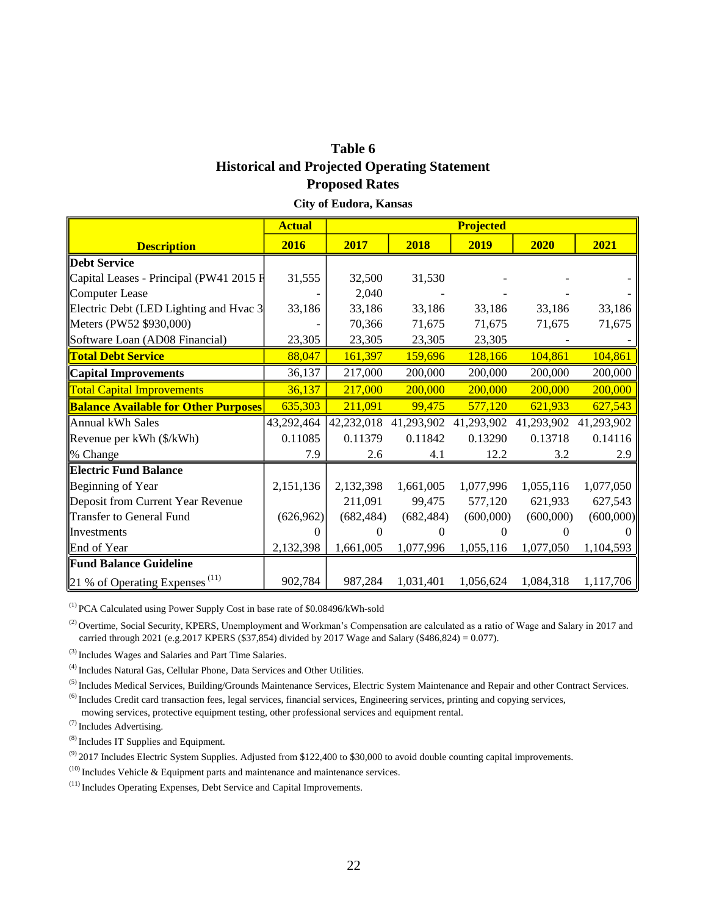# Table 6
## Historical and Projected Operating Statement
## Proposed Rates

**City of Eudora, Kansas**

| Description | Actual | Projected | | | | |
|---|---|---|---|---|---|---|
| | 2016 | 2017 | 2018 | 2019 | 2020 | 2021 |
| **Debt Service** | | | | | | |
| Capital Leases - Principal (PW41 2015 F | 31,555 | 32,500 | 31,530 | - | - | - |
| Computer Lease | - | 2,040 | - | - | - | - |
| Electric Debt (LED Lighting and Hvac 3 | 33,186 | 33,186 | 33,186 | 33,186 | 33,186 | 33,186 |
| Meters (PW52 $930,000) | - | 70,366 | 71,675 | 71,675 | 71,675 | 71,675 |
| Software Loan (AD08 Financial) | 23,305 | 23,305 | 23,305 | 23,305 | - | - |
| **Total Debt Service** | 88,047 | 161,397 | 159,696 | 128,166 | 104,861 | 104,861 |
| **Capital Improvements** | 36,137 | 217,000 | 200,000 | 200,000 | 200,000 | 200,000 |
| Total Capital Improvements | 36,137 | 217,000 | 200,000 | 200,000 | 200,000 | 200,000 |
| **Balance Available for Other Purposes** | 635,303 | 211,091 | 99,475 | 577,120 | 621,933 | 627,543 |
| Annual kWh Sales | 43,292,464 | 42,232,018 | 41,293,902 | 41,293,902 | 41,293,902 | 41,293,902 |
| Revenue per kWh ($/kWh) | 0.11085 | 0.11379 | 0.11842 | 0.13290 | 0.13718 | 0.14116 |
| % Change | 7.9 | 2.6 | 4.1 | 12.2 | 3.2 | 2.9 |
| **Electric Fund Balance** | | | | | | |
| Beginning of Year | 2,151,136 | 2,132,398 | 1,661,005 | 1,077,996 | 1,055,116 | 1,077,050 |
| Deposit from Current Year Revenue | | 211,091 | 99,475 | 577,120 | 621,933 | 627,543 |
| Transfer to General Fund | (626,962) | (682,484) | (682,484) | (600,000) | (600,000) | (600,000) |
| Investments | 0 | 0 | 0 | 0 | 0 | 0 |
| End of Year | 2,132,398 | 1,661,005 | 1,077,996 | 1,055,116 | 1,077,050 | 1,104,593 |
| **Fund Balance Guideline** | | | | | | |
| 21 % of Operating Expenses [11] | 902,784 | 987,284 | 1,031,401 | 1,056,624 | 1,084,318 | 1,117,706 |

[1] PCA Calculated using Power Supply Cost in base rate of $0.08496/kWh-sold

[2] Overtime, Social Security, KPERS, Unemployment and Workman's Compensation are calculated as a ratio of Wage and Salary in 2017 and carried through 2021 (e.g.2017 KPERS ($37,854) divided by 2017 Wage and Salary ($486,824) = 0.077).

[3] Includes Wages and Salaries and Part Time Salaries.

[4] Includes Natural Gas, Cellular Phone, Data Services and Other Utilities.

[5] Includes Medical Services, Building/Grounds Maintenance Services, Electric System Maintenance and Repair and other Contract Services.

[6] Includes Credit card transaction fees, legal services, financial services, Engineering services, printing and copying services, mowing services, protective equipment testing, other professional services and equipment rental.

[7] Includes Advertising.

[8] Includes IT Supplies and Equipment.

[9] 2017 Includes Electric System Supplies. Adjusted from $122,400 to $30,000 to avoid double counting capital improvements.

[10] Includes Vehicle & Equipment parts and maintenance and maintenance services.

[11] Includes Operating Expenses, Debt Service and Capital Improvements.